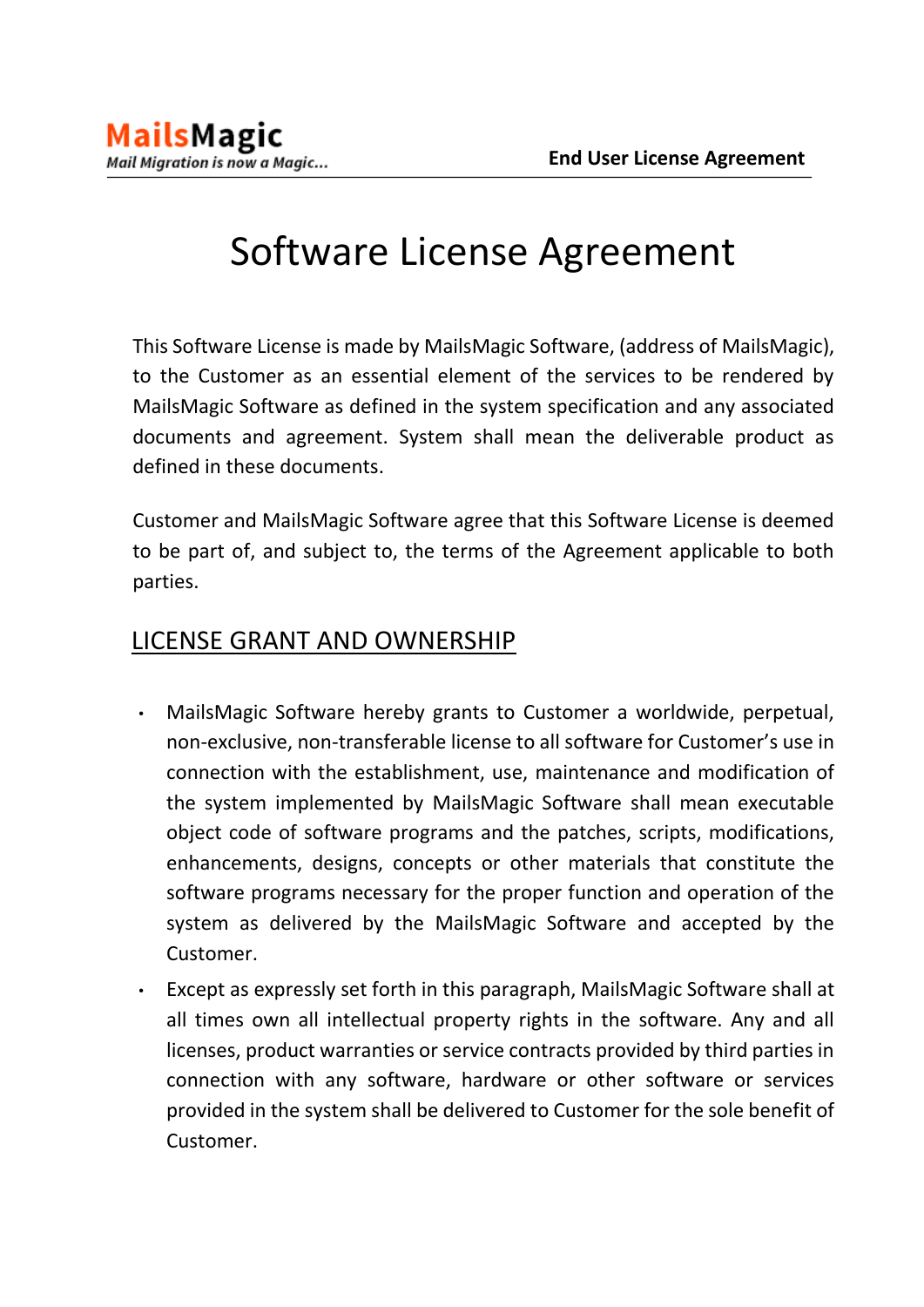# Software License Agreement

This Software License is made by MailsMagic Software, (address of MailsMagic), to the Customer as an essential element of the services to be rendered by MailsMagic Software as defined in the system specification and any associated documents and agreement. System shall mean the deliverable product as defined in these documents.

Customer and MailsMagic Software agree that this Software License is deemed to be part of, and subject to, the terms of the Agreement applicable to both parties.

## LICENSE GRANT AND OWNERSHIP

- MailsMagic Software hereby grants to Customer a worldwide, perpetual, non-exclusive, non-transferable license to all software for Customer's use in connection with the establishment, use, maintenance and modification of the system implemented by MailsMagic Software shall mean executable object code of software programs and the patches, scripts, modifications, enhancements, designs, concepts or other materials that constitute the software programs necessary for the proper function and operation of the system as delivered by the MailsMagic Software and accepted by the Customer.
- Except as expressly set forth in this paragraph, MailsMagic Software shall at all times own all intellectual property rights in the software. Any and all licenses, product warranties or service contracts provided by third parties in connection with any software, hardware or other software or services provided in the system shall be delivered to Customer for the sole benefit of Customer.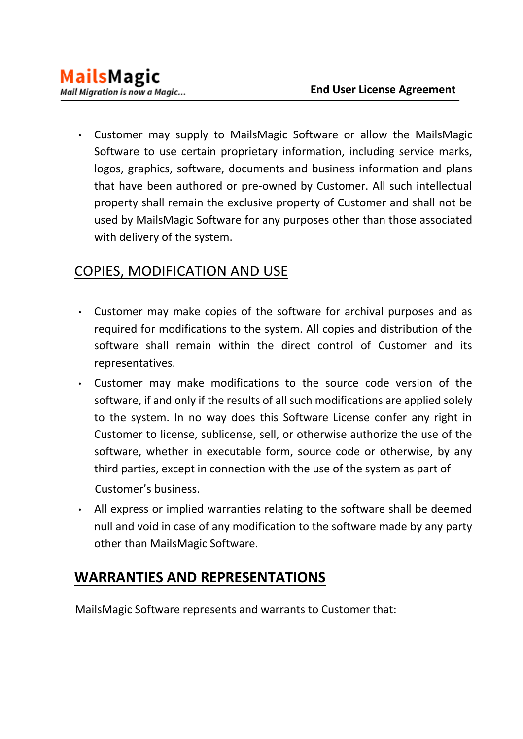- Customer may supply to MailsMagic Software or allow the MailsMagic Software to use certain proprietary information, including service marks, logos, graphics, software, documents and business information and plans that have been authored or pre-owned by Customer. All such intellectual property shall remain the exclusive property of Customer and shall not be used by MailsMagic Software for any purposes other than those associated with delivery of the system.

## COPIES, MODIFICATION AND USE

- Customer may make copies of the software for archival purposes and as required for modifications to the system. All copies and distribution of the software shall remain within the direct control of Customer and its representatives.
- Customer may make modifications to the source code version of the software, if and only if the results of all such modifications are applied solely to the system. In no way does this Software License confer any right in Customer to license, sublicense, sell, or otherwise authorize the use of the software, whether in executable form, source code or otherwise, by any third parties, except in connection with the use of the system as part of Customer's business.
- All express or implied warranties relating to the software shall be deemed null and void in case of any modification to the software made by any party other than MailsMagic Software.

## WARRANTIES AND REPRESENTATIONS

MailsMagic Software represents and warrants to Customer that: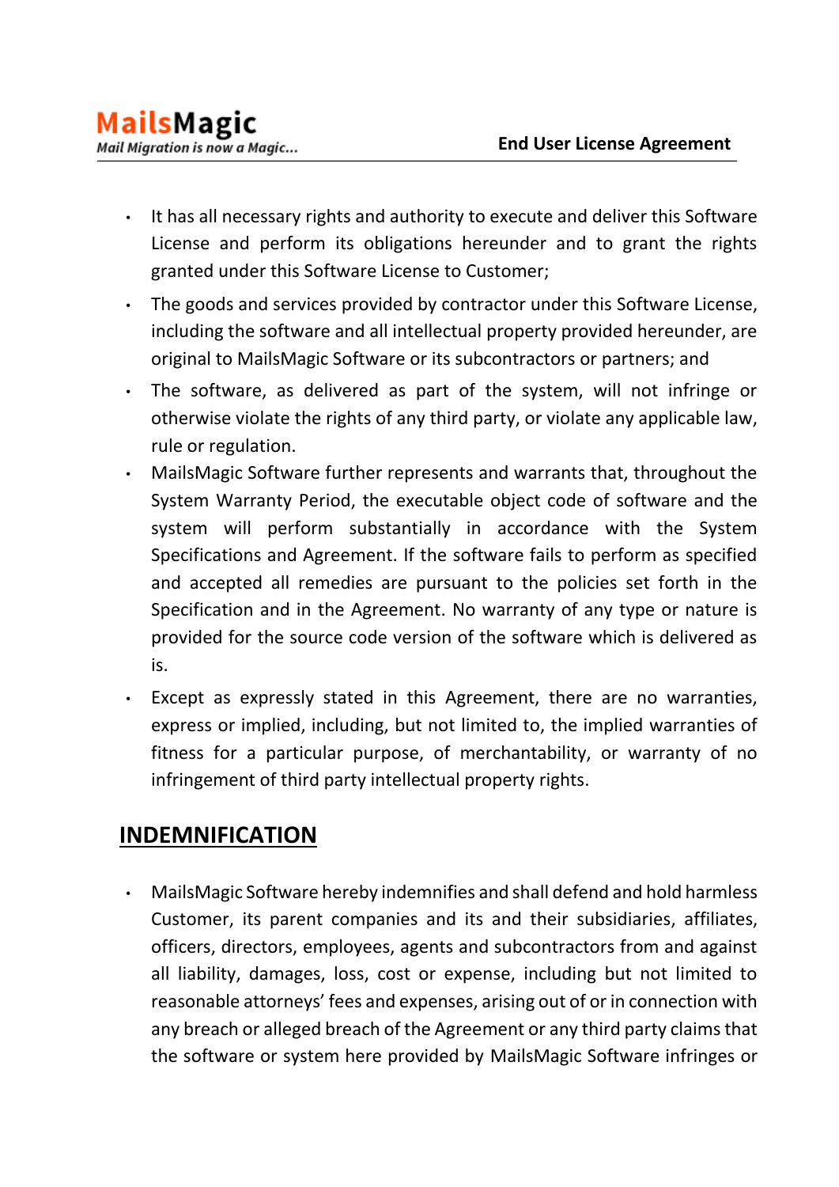- It has all necessary rights and authority to execute and deliver this Software License and perform its obligations hereunder and to grant the rights granted under this Software License to Customer;
- The goods and services provided by contractor under this Software License, including the software and all intellectual property provided hereunder, are original to MailsMagic Software or its subcontractors or partners; and
- The software, as delivered as part of the system, will not infringe or otherwise violate the rights of any third party, or violate any applicable law, rule or regulation.
- MailsMagic Software further represents and warrants that, throughout the System Warranty Period, the executable object code of software and the system will perform substantially in accordance with the System Specifications and Agreement. If the software fails to perform as specified and accepted all remedies are pursuant to the policies set forth in the Specification and in the Agreement. No warranty of any type or nature is provided for the source code version of the software which is delivered as is.
- Except as expressly stated in this Agreement, there are no warranties, express or implied, including, but not limited to, the implied warranties of fitness for a particular purpose, of merchantability, or warranty of no infringement of third party intellectual property rights.

## INDEMNIFICATION

- MailsMagic Software hereby indemnifies and shall defend and hold harmless Customer, its parent companies and its and their subsidiaries, affiliates, officers, directors, employees, agents and subcontractors from and against all liability, damages, loss, cost or expense, including but not limited to reasonable attorneys' fees and expenses, arising out of or in connection with any breach or alleged breach of the Agreement or any third party claims that the software or system here provided by MailsMagic Software infringes or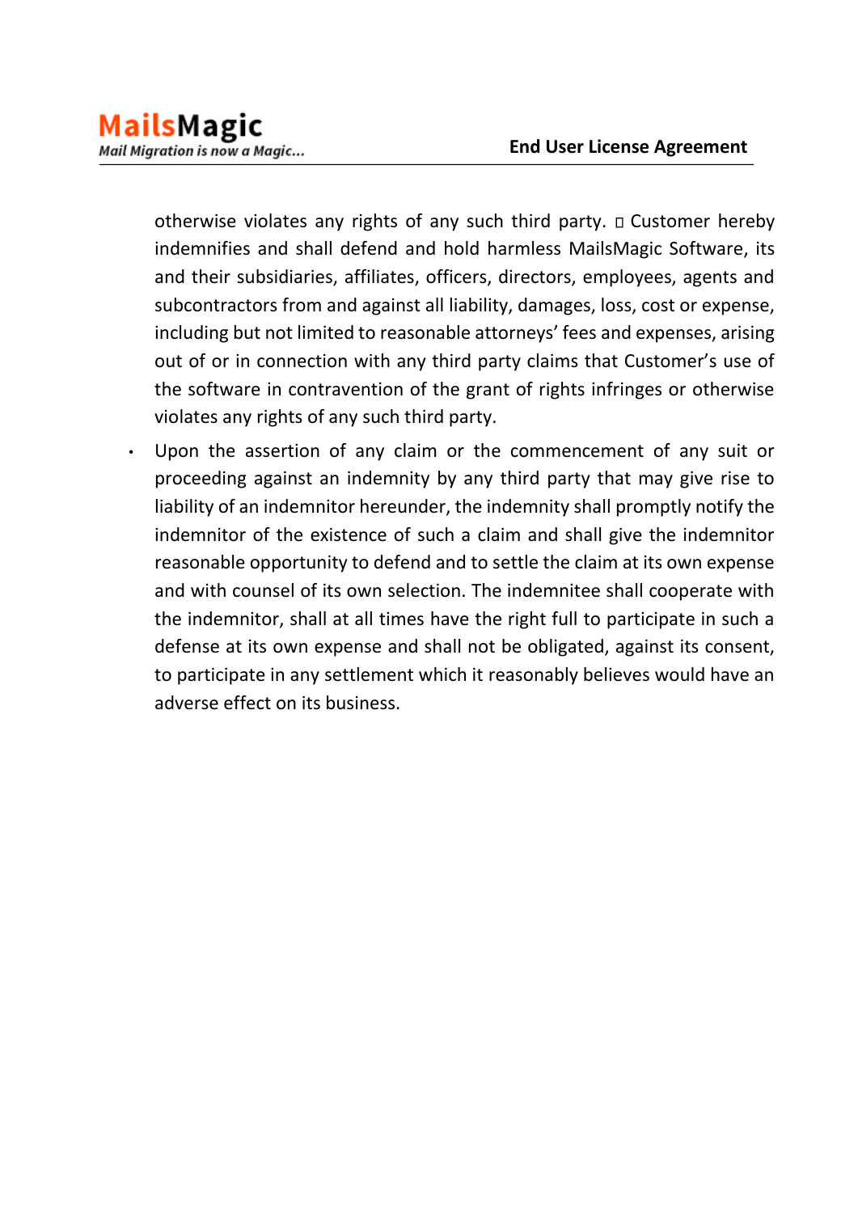otherwise violates any rights of any such third party.  Customer hereby indemnifies and shall defend and hold harmless MailsMagic Software, its and their subsidiaries, affiliates, officers, directors, employees, agents and subcontractors from and against all liability, damages, loss, cost or expense, including but not limited to reasonable attorneys' fees and expenses, arising out of or in connection with any third party claims that Customer's use of the software in contravention of the grant of rights infringes or otherwise violates any rights of any such third party.

- Upon the assertion of any claim or the commencement of any suit or proceeding against an indemnity by any third party that may give rise to liability of an indemnitor hereunder, the indemnity shall promptly notify the indemnitor of the existence of such a claim and shall give the indemnitor reasonable opportunity to defend and to settle the claim at its own expense and with counsel of its own selection. The indemnitee shall cooperate with the indemnitor, shall at all times have the right full to participate in such a defense at its own expense and shall not be obligated, against its consent, to participate in any settlement which it reasonably believes would have an adverse effect on its business.